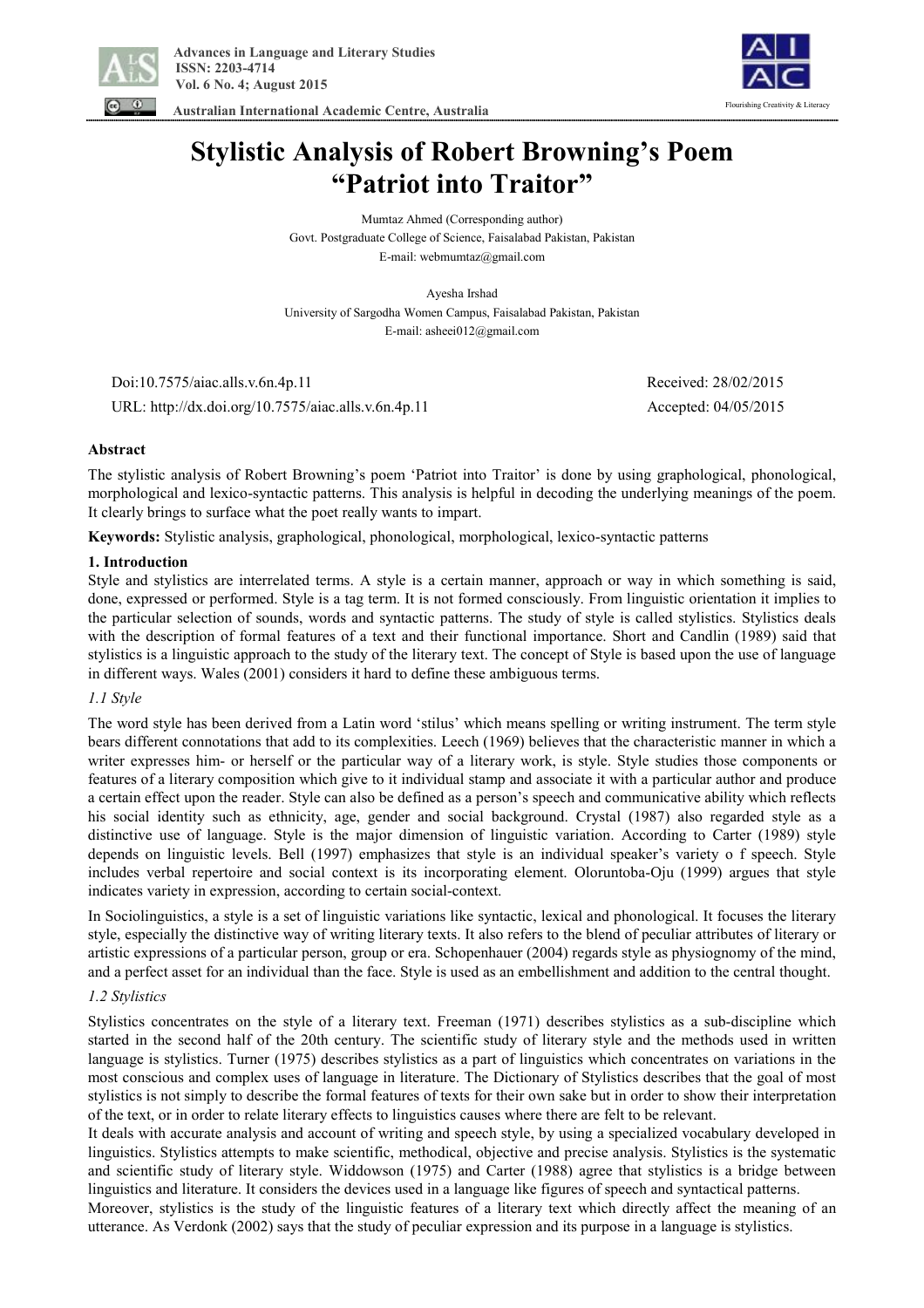# Stylistic Analysis of Robert Browning's Poem "Patriot into Traitor"

Mumtaz Ahmed (Corresponding author)
Govt. Postgraduate College of Science, Faisalabad Pakistan, Pakistan
E-mail: webmumtaz@gmail.com

Ayesha Irshad
University of Sargodha Women Campus, Faisalabad Pakistan, Pakistan
E-mail: asheei012@gmail.com

Doi:10.7575/aiac.alls.v.6n.4p.11 Received: 28/02/2015
URL: http://dx.doi.org/10.7575/aiac.alls.v.6n.4p.11 Accepted: 04/05/2015

**Abstract**

The stylistic analysis of Robert Browning's poem 'Patriot into Traitor' is done by using graphological, phonological, morphological and lexico-syntactic patterns. This analysis is helpful in decoding the underlying meanings of the poem. It clearly brings to surface what the poet really wants to impart.

**Keywords:** Stylistic analysis, graphological, phonological, morphological, lexico-syntactic patterns

## 1. Introduction

Style and stylistics are interrelated terms. A style is a certain manner, approach or way in which something is said, done, expressed or performed. Style is a tag term. It is not formed consciously. From linguistic orientation it implies to the particular selection of sounds, words and syntactic patterns. The study of style is called stylistics. Stylistics deals with the description of formal features of a text and their functional importance. Short and Candlin (1989) said that stylistics is a linguistic approach to the study of the literary text. The concept of Style is based upon the use of language in different ways. Wales (2001) considers it hard to define these ambiguous terms.

### *1.1 Style*

The word style has been derived from a Latin word 'stilus' which means spelling or writing instrument. The term style bears different connotations that add to its complexities. Leech (1969) believes that the characteristic manner in which a writer expresses him- or herself or the particular way of a literary work, is style. Style studies those components or features of a literary composition which give to it individual stamp and associate it with a particular author and produce a certain effect upon the reader. Style can also be defined as a person's speech and communicative ability which reflects his social identity such as ethnicity, age, gender and social background. Crystal (1987) also regarded style as a distinctive use of language. Style is the major dimension of linguistic variation. According to Carter (1989) style depends on linguistic levels. Bell (1997) emphasizes that style is an individual speaker's variety o f speech. Style includes verbal repertoire and social context is its incorporating element. Oloruntoba-Oju (1999) argues that style indicates variety in expression, according to certain social-context.

In Sociolinguistics, a style is a set of linguistic variations like syntactic, lexical and phonological. It focuses the literary style, especially the distinctive way of writing literary texts. It also refers to the blend of peculiar attributes of literary or artistic expressions of a particular person, group or era. Schopenhauer (2004) regards style as physiognomy of the mind, and a perfect asset for an individual than the face. Style is used as an embellishment and addition to the central thought.

### *1.2 Stylistics*

Stylistics concentrates on the style of a literary text. Freeman (1971) describes stylistics as a sub-discipline which started in the second half of the 20th century. The scientific study of literary style and the methods used in written language is stylistics. Turner (1975) describes stylistics as a part of linguistics which concentrates on variations in the most conscious and complex uses of language in literature. The Dictionary of Stylistics describes that the goal of most stylistics is not simply to describe the formal features of texts for their own sake but in order to show their interpretation of the text, or in order to relate literary effects to linguistics causes where there are felt to be relevant.

It deals with accurate analysis and account of writing and speech style, by using a specialized vocabulary developed in linguistics. Stylistics attempts to make scientific, methodical, objective and precise analysis. Stylistics is the systematic and scientific study of literary style. Widdowson (1975) and Carter (1988) agree that stylistics is a bridge between linguistics and literature. It considers the devices used in a language like figures of speech and syntactical patterns.

Moreover, stylistics is the study of the linguistic features of a literary text which directly affect the meaning of an utterance. As Verdonk (2002) says that the study of peculiar expression and its purpose in a language is stylistics.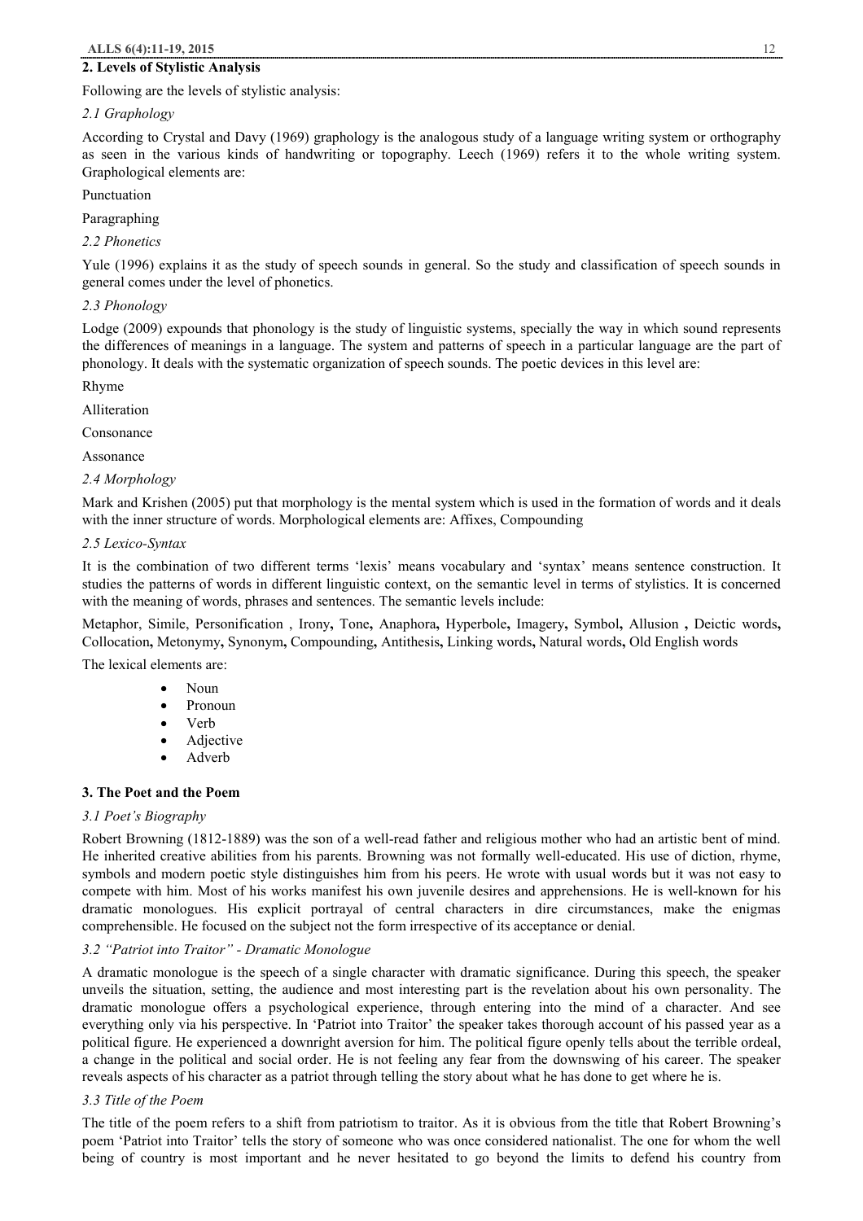## 2. Levels of Stylistic Analysis

Following are the levels of stylistic analysis:

### *2.1 Graphology*

According to Crystal and Davy (1969) graphology is the analogous study of a language writing system or orthography as seen in the various kinds of handwriting or topography. Leech (1969) refers it to the whole writing system. Graphological elements are:

Punctuation

Paragraphing

### *2.2 Phonetics*

Yule (1996) explains it as the study of speech sounds in general. So the study and classification of speech sounds in general comes under the level of phonetics.

### *2.3 Phonology*

Lodge (2009) expounds that phonology is the study of linguistic systems, specially the way in which sound represents the differences of meanings in a language. The system and patterns of speech in a particular language are the part of phonology. It deals with the systematic organization of speech sounds. The poetic devices in this level are:

Rhyme

Alliteration

Consonance

Assonance

### *2.4 Morphology*

Mark and Krishen (2005) put that morphology is the mental system which is used in the formation of words and it deals with the inner structure of words. Morphological elements are: Affixes, Compounding

### *2.5 Lexico-Syntax*

It is the combination of two different terms 'lexis' means vocabulary and 'syntax' means sentence construction. It studies the patterns of words in different linguistic context, on the semantic level in terms of stylistics. It is concerned with the meaning of words, phrases and sentences. The semantic levels include:

Metaphor, Simile, Personification , Irony**,** Tone**,** Anaphora**,** Hyperbole**,** Imagery**,** Symbol**,** Allusion **,** Deictic words**,** Collocation**,** Metonymy**,** Synonym**,** Compounding**,** Antithesis**,** Linking words**,** Natural words**,** Old English words

The lexical elements are:

- Noun
- Pronoun
- Verb
- Adjective
- Adverb

## 3. The Poet and the Poem

### *3.1 Poet's Biography*

Robert Browning (1812-1889) was the son of a well-read father and religious mother who had an artistic bent of mind. He inherited creative abilities from his parents. Browning was not formally well-educated. His use of diction, rhyme, symbols and modern poetic style distinguishes him from his peers. He wrote with usual words but it was not easy to compete with him. Most of his works manifest his own juvenile desires and apprehensions. He is well-known for his dramatic monologues. His explicit portrayal of central characters in dire circumstances, make the enigmas comprehensible. He focused on the subject not the form irrespective of its acceptance or denial.

### *3.2 "Patriot into Traitor" - Dramatic Monologue*

A dramatic monologue is the speech of a single character with dramatic significance. During this speech, the speaker unveils the situation, setting, the audience and most interesting part is the revelation about his own personality. The dramatic monologue offers a psychological experience, through entering into the mind of a character. And see everything only via his perspective. In 'Patriot into Traitor' the speaker takes thorough account of his passed year as a political figure. He experienced a downright aversion for him. The political figure openly tells about the terrible ordeal, a change in the political and social order. He is not feeling any fear from the downswing of his career. The speaker reveals aspects of his character as a patriot through telling the story about what he has done to get where he is.

### *3.3 Title of the Poem*

The title of the poem refers to a shift from patriotism to traitor. As it is obvious from the title that Robert Browning's poem 'Patriot into Traitor' tells the story of someone who was once considered nationalist. The one for whom the well being of country is most important and he never hesitated to go beyond the limits to defend his country from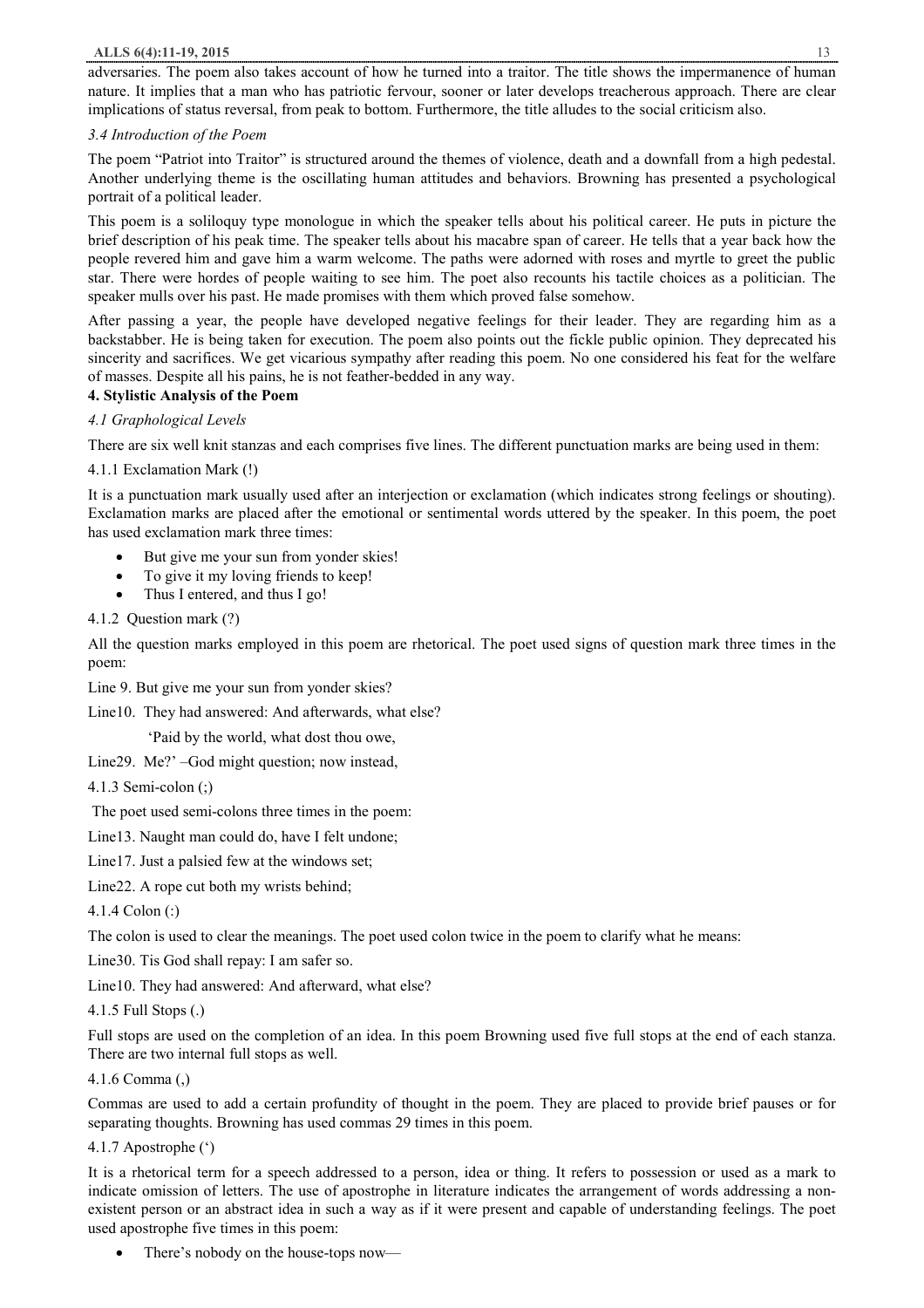adversaries. The poem also takes account of how he turned into a traitor. The title shows the impermanence of human nature. It implies that a man who has patriotic fervour, sooner or later develops treacherous approach. There are clear implications of status reversal, from peak to bottom. Furthermore, the title alludes to the social criticism also.

### *3.4 Introduction of the Poem*

The poem "Patriot into Traitor" is structured around the themes of violence, death and a downfall from a high pedestal. Another underlying theme is the oscillating human attitudes and behaviors. Browning has presented a psychological portrait of a political leader.

This poem is a soliloquy type monologue in which the speaker tells about his political career. He puts in picture the brief description of his peak time. The speaker tells about his macabre span of career. He tells that a year back how the people revered him and gave him a warm welcome. The paths were adorned with roses and myrtle to greet the public star. There were hordes of people waiting to see him. The poet also recounts his tactile choices as a politician. The speaker mulls over his past. He made promises with them which proved false somehow.

After passing a year, the people have developed negative feelings for their leader. They are regarding him as a backstabber. He is being taken for execution. The poem also points out the fickle public opinion. They deprecated his sincerity and sacrifices. We get vicarious sympathy after reading this poem. No one considered his feat for the welfare of masses. Despite all his pains, he is not feather-bedded in any way.

## **4. Stylistic Analysis of the Poem**

### *4.1 Graphological Levels*

There are six well knit stanzas and each comprises five lines. The different punctuation marks are being used in them:

4.1.1 Exclamation Mark (!)

It is a punctuation mark usually used after an interjection or exclamation (which indicates strong feelings or shouting). Exclamation marks are placed after the emotional or sentimental words uttered by the speaker. In this poem, the poet has used exclamation mark three times:

- But give me your sun from yonder skies!
- To give it my loving friends to keep!
- Thus I entered, and thus I go!

4.1.2 Question mark (?)

All the question marks employed in this poem are rhetorical. The poet used signs of question mark three times in the poem:

Line 9. But give me your sun from yonder skies?

Line10. They had answered: And afterwards, what else?

'Paid by the world, what dost thou owe,

Line29. Me?' –God might question; now instead,

4.1.3 Semi-colon (;)

The poet used semi-colons three times in the poem:

Line13. Naught man could do, have I felt undone;

Line17. Just a palsied few at the windows set;

Line22. A rope cut both my wrists behind;

4.1.4 Colon (:)

The colon is used to clear the meanings. The poet used colon twice in the poem to clarify what he means:

Line30. Tis God shall repay: I am safer so.

Line10. They had answered: And afterward, what else?

4.1.5 Full Stops (.)

Full stops are used on the completion of an idea. In this poem Browning used five full stops at the end of each stanza. There are two internal full stops as well.

4.1.6 Comma (,)

Commas are used to add a certain profundity of thought in the poem. They are placed to provide brief pauses or for separating thoughts. Browning has used commas 29 times in this poem.

4.1.7 Apostrophe (')

It is a rhetorical term for a speech addressed to a person, idea or thing. It refers to possession or used as a mark to indicate omission of letters. The use of apostrophe in literature indicates the arrangement of words addressing a non-existent person or an abstract idea in such a way as if it were present and capable of understanding feelings. The poet used apostrophe five times in this poem:

- There's nobody on the house-tops now—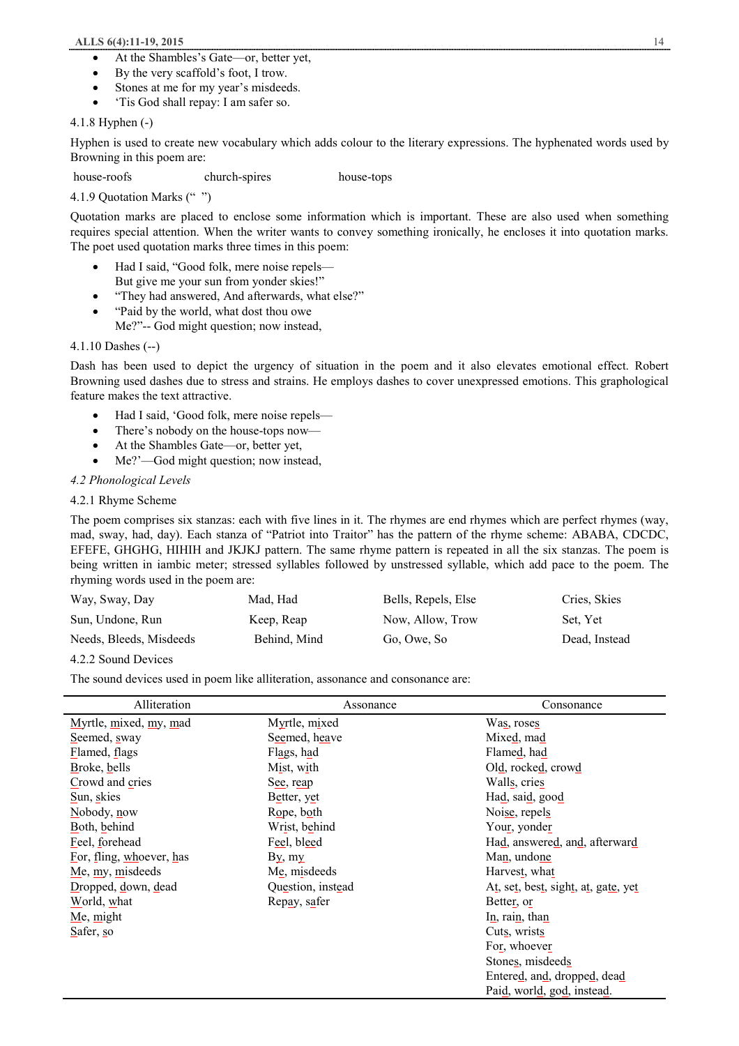- At the Shambles's Gate—or, better yet,
- By the very scaffold's foot, I trow.
- Stones at me for my year's misdeeds.
- 'Tis God shall repay: I am safer so.

4.1.8 Hyphen (-)

Hyphen is used to create new vocabulary which adds colour to the literary expressions. The hyphenated words used by Browning in this poem are:

house-roofs    church-spires    house-tops

4.1.9 Quotation Marks (" ")

Quotation marks are placed to enclose some information which is important. These are also used when something requires special attention. When the writer wants to convey something ironically, he encloses it into quotation marks. The poet used quotation marks three times in this poem:

- Had I said, "Good folk, mere noise repels—
  But give me your sun from yonder skies!"
- "They had answered, And afterwards, what else?"
- "Paid by the world, what dost thou owe
  Me?"-- God might question; now instead,

4.1.10 Dashes (--)

Dash has been used to depict the urgency of situation in the poem and it also elevates emotional effect. Robert Browning used dashes due to stress and strains. He employs dashes to cover unexpressed emotions. This graphological feature makes the text attractive.

- Had I said, 'Good folk, mere noise repels—
- There's nobody on the house-tops now—
- At the Shambles Gate—or, better yet,
- Me?'—God might question; now instead,

*4.2 Phonological Levels*

4.2.1 Rhyme Scheme

The poem comprises six stanzas: each with five lines in it. The rhymes are end rhymes which are perfect rhymes (way, mad, sway, had, day). Each stanza of "Patriot into Traitor" has the pattern of the rhyme scheme: ABABA, CDCDC, EFEFE, GHGHG, HIHIH and JKJKJ pattern. The same rhyme pattern is repeated in all the six stanzas. The poem is being written in iambic meter; stressed syllables followed by unstressed syllable, which add pace to the poem. The rhyming words used in the poem are:

| | | | |
|---|---|---|---|
| Way, Sway, Day | Mad, Had | Bells, Repels, Else | Cries, Skies |
| Sun, Undone, Run | Keep, Reap | Now, Allow, Trow | Set, Yet |
| Needs, Bleeds, Misdeeds | Behind, Mind | Go, Owe, So | Dead, Instead |

4.2.2 Sound Devices

The sound devices used in poem like alliteration, assonance and consonance are:

| Alliteration | Assonance | Consonance |
|---|---|---|
| Myrtle, mixed, my, mad | Myrtle, mixed | Was, roses |
| Seemed, sway | Seemed, heave | Mixed, mad |
| Flamed, flags | Flags, had | Flamed, had |
| Broke, bells | Mist, with | Old, rocked, crowd |
| Crowd and cries | See, reap | Walls, cries |
| Sun, skies | Better, yet | Had, said, good |
| Nobody, now | Rope, both | Noise, repels |
| Both, behind | Wrist, behind | Your, yonder |
| Feel, forehead | Feel, bleed | Had, answered, and, afterward |
| For, fling, whoever, has | By, my | Man, undone |
| Me, my, misdeeds | Me, misdeeds | Harvest, what |
| Dropped, down, dead | Question, instead | At, set, best, sight, at, gate, yet |
| World, what | Repay, safer | Better, or |
| Me, might | | In, rain, than |
| Safer, so | | Cuts, wrists |
| | | For, whoever |
| | | Stones, misdeeds |
| | | Entered, and, dropped, dead |
| | | Paid, world, god, instead. |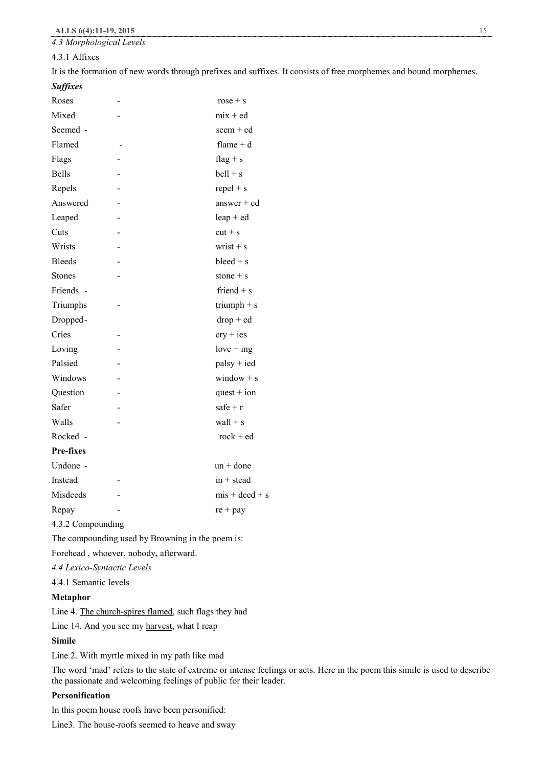*4.3 Morphological Levels*

4.3.1 Affixes

It is the formation of new words through prefixes and suffixes. It consists of free morphemes and bound morphemes.

***Suffixes***

| | | |
|---|---|---|
| Roses | - | rose + s |
| Mixed | - | mix + ed |
| Seemed - | | seem + ed |
| Flamed | - | flame + d |
| Flags | - | flag + s |
| Bells | - | bell + s |
| Repels | - | repel + s |
| Answered | - | answer + ed |
| Leaped | - | leap + ed |
| Cuts | - | cut + s |
| Wrists | - | wrist + s |
| Bleeds | - | bleed + s |
| Stones | - | stone + s |
| Friends - | | friend + s |
| Triumphs | - | triumph + s |
| Dropped- | | drop + ed |
| Cries | - | cry + ies |
| Loving | - | love + ing |
| Palsied | - | palsy + ied |
| Windows | - | window + s |
| Question | - | quest + ion |
| Safer | - | safe + r |
| Walls | - | wall + s |
| Rocked - | | rock + ed |

**Pre-fixes**

| | | |
|---|---|---|
| Undone - | | un + done |
| Instead | - | in + stead |
| Misdeeds | - | mis + deed + s |
| Repay | - | re + pay |

4.3.2 Compounding

The compounding used by Browning in the poem is:

Forehead , whoever, nobody**,** afterward.

*4.4 Lexico-Syntactic Levels*

4.4.1 Semantic levels

**Metaphor**

Line 4. The church-spires flamed, such flags they had

Line 14. And you see my harvest, what I reap

**Simile**

Line 2. With myrtle mixed in my path like mad

The word 'mad' refers to the state of extreme or intense feelings or acts. Here in the poem this simile is used to describe the passionate and welcoming feelings of public for their leader.

**Personification**

In this poem house roofs have been personified:

Line3. The house-roofs seemed to heave and sway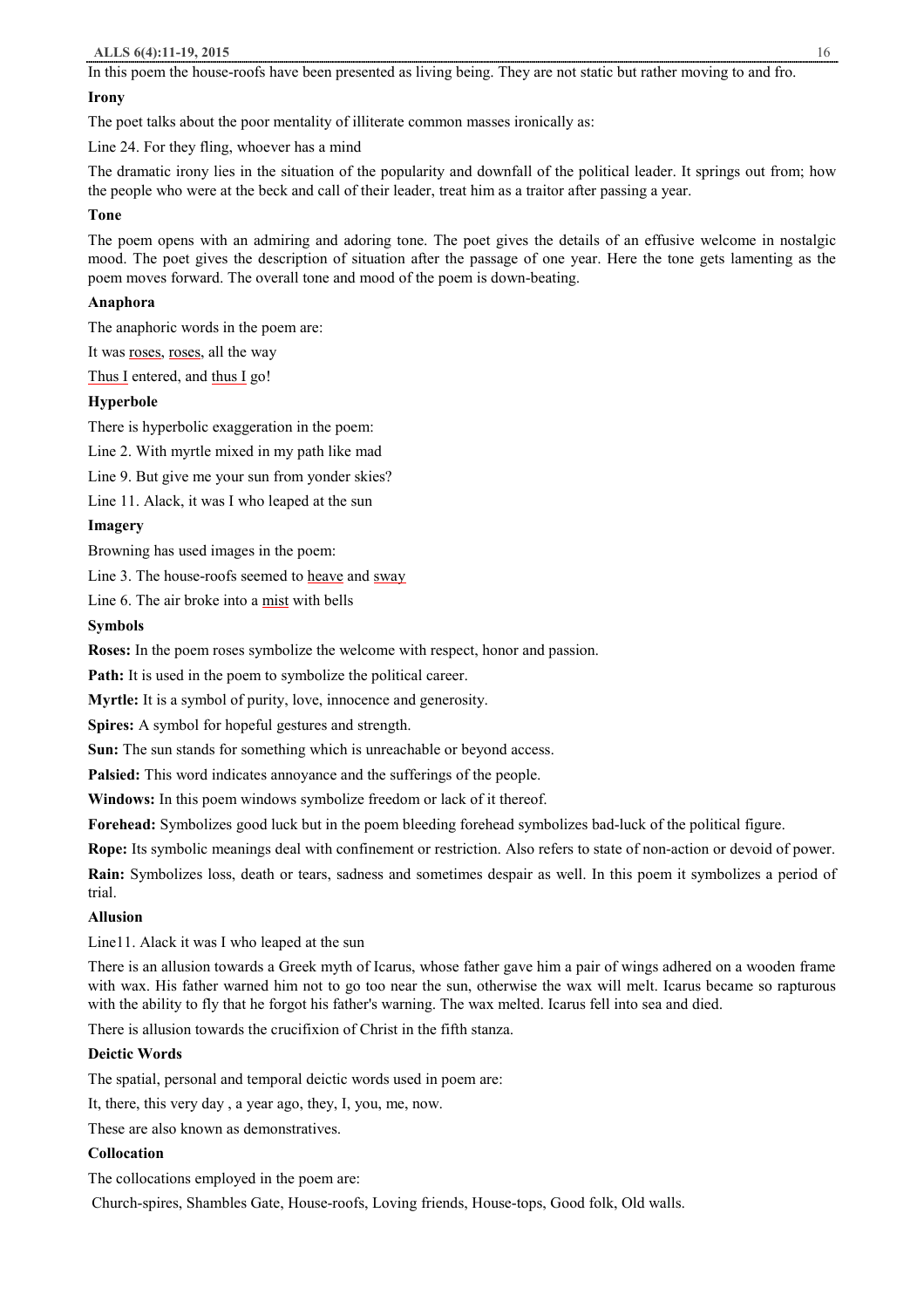In this poem the house-roofs have been presented as living being. They are not static but rather moving to and fro.

**Irony**

The poet talks about the poor mentality of illiterate common masses ironically as:

Line 24. For they fling, whoever has a mind

The dramatic irony lies in the situation of the popularity and downfall of the political leader. It springs out from; how the people who were at the beck and call of their leader, treat him as a traitor after passing a year.

**Tone**

The poem opens with an admiring and adoring tone. The poet gives the details of an effusive welcome in nostalgic mood. The poet gives the description of situation after the passage of one year. Here the tone gets lamenting as the poem moves forward. The overall tone and mood of the poem is down-beating.

**Anaphora**

The anaphoric words in the poem are:

It was roses, roses, all the way

Thus I entered, and thus I go!

**Hyperbole**

There is hyperbolic exaggeration in the poem:

Line 2. With myrtle mixed in my path like mad

Line 9. But give me your sun from yonder skies?

Line 11. Alack, it was I who leaped at the sun

**Imagery**

Browning has used images in the poem:

Line 3. The house-roofs seemed to heave and sway

Line 6. The air broke into a mist with bells

**Symbols**

**Roses:** In the poem roses symbolize the welcome with respect, honor and passion.

**Path:** It is used in the poem to symbolize the political career.

**Myrtle:** It is a symbol of purity, love, innocence and generosity.

**Spires:** A symbol for hopeful gestures and strength.

**Sun:** The sun stands for something which is unreachable or beyond access.

**Palsied:** This word indicates annoyance and the sufferings of the people.

**Windows:** In this poem windows symbolize freedom or lack of it thereof.

**Forehead:** Symbolizes good luck but in the poem bleeding forehead symbolizes bad-luck of the political figure.

**Rope:** Its symbolic meanings deal with confinement or restriction. Also refers to state of non-action or devoid of power.

**Rain:** Symbolizes loss, death or tears, sadness and sometimes despair as well. In this poem it symbolizes a period of trial.

**Allusion**

Line11. Alack it was I who leaped at the sun

There is an allusion towards a Greek myth of Icarus, whose father gave him a pair of wings adhered on a wooden frame with wax. His father warned him not to go too near the sun, otherwise the wax will melt. Icarus became so rapturous with the ability to fly that he forgot his father's warning. The wax melted. Icarus fell into sea and died.

There is allusion towards the crucifixion of Christ in the fifth stanza.

**Deictic Words**

The spatial, personal and temporal deictic words used in poem are:

It, there, this very day , a year ago, they, I, you, me, now.

These are also known as demonstratives.

**Collocation**

The collocations employed in the poem are:

Church-spires, Shambles Gate, House-roofs, Loving friends, House-tops, Good folk, Old walls.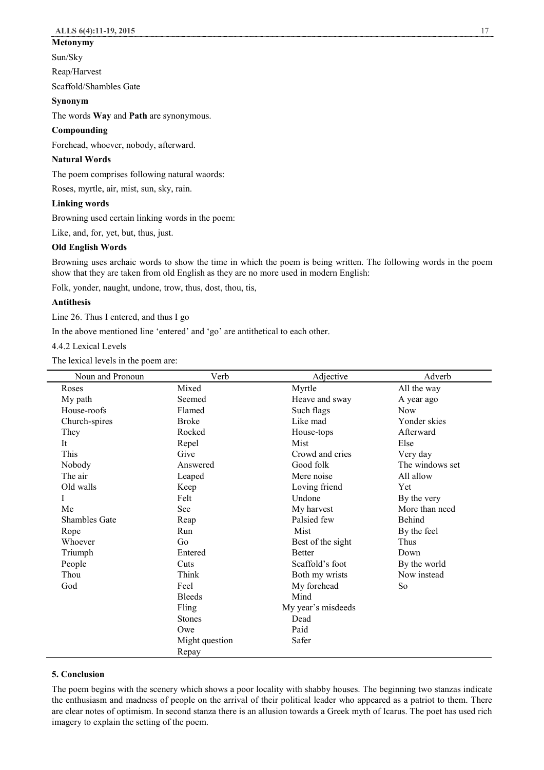**Metonymy**

Sun/Sky

Reap/Harvest

Scaffold/Shambles Gate

**Synonym**

The words **Way** and **Path** are synonymous.

**Compounding**

Forehead, whoever, nobody, afterward.

**Natural Words**

The poem comprises following natural waords:

Roses, myrtle, air, mist, sun, sky, rain.

**Linking words**

Browning used certain linking words in the poem:

Like, and, for, yet, but, thus, just.

**Old English Words**

Browning uses archaic words to show the time in which the poem is being written. The following words in the poem show that they are taken from old English as they are no more used in modern English:

Folk, yonder, naught, undone, trow, thus, dost, thou, tis,

**Antithesis**

Line 26. Thus I entered, and thus I go

In the above mentioned line 'entered' and 'go' are antithetical to each other.

4.4.2 Lexical Levels

The lexical levels in the poem are:

| Noun and Pronoun | Verb | Adjective | Adverb |
|---|---|---|---|
| Roses | Mixed | Myrtle | All the way |
| My path | Seemed | Heave and sway | A year ago |
| House-roofs | Flamed | Such flags | Now |
| Church-spires | Broke | Like mad | Yonder skies |
| They | Rocked | House-tops | Afterward |
| It | Repel | Mist | Else |
| This | Give | Crowd and cries | Very day |
| Nobody | Answered | Good folk | The windows set |
| The air | Leaped | Mere noise | All allow |
| Old walls | Keep | Loving friend | Yet |
| I | Felt | Undone | By the very |
| Me | See | My harvest | More than need |
| Shambles Gate | Reap | Palsied few | Behind |
| Rope | Run | Mist | By the feel |
| Whoever | Go | Best of the sight | Thus |
| Triumph | Entered | Better | Down |
| People | Cuts | Scaffold's foot | By the world |
| Thou | Think | Both my wrists | Now instead |
| God | Feel | My forehead | So |
| | Bleeds | Mind | |
| | Fling | My year's misdeeds | |
| | Stones | Dead | |
| | Owe | Paid | |
| | Might question | Safer | |
| | Repay | | |

## 5. Conclusion

The poem begins with the scenery which shows a poor locality with shabby houses. The beginning two stanzas indicate the enthusiasm and madness of people on the arrival of their political leader who appeared as a patriot to them. There are clear notes of optimism. In second stanza there is an allusion towards a Greek myth of Icarus. The poet has used rich imagery to explain the setting of the poem.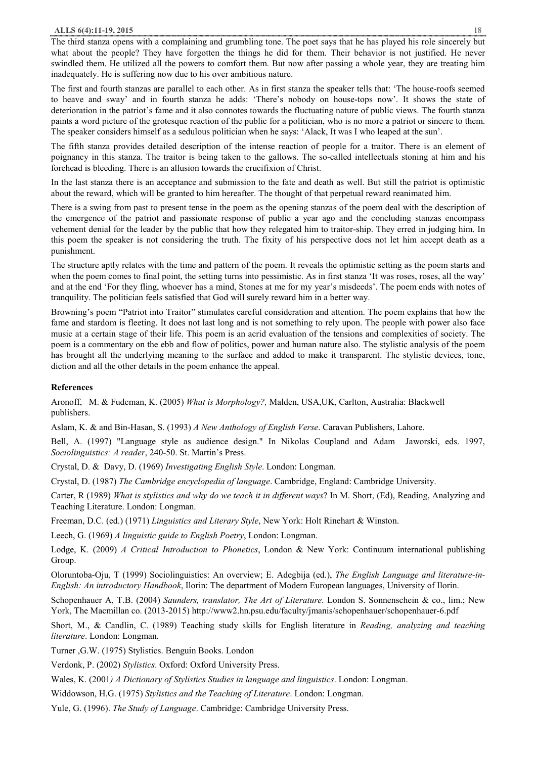The third stanza opens with a complaining and grumbling tone. The poet says that he has played his role sincerely but what about the people? They have forgotten the things he did for them. Their behavior is not justified. He never swindled them. He utilized all the powers to comfort them. But now after passing a whole year, they are treating him inadequately. He is suffering now due to his over ambitious nature.

The first and fourth stanzas are parallel to each other. As in first stanza the speaker tells that: 'The house-roofs seemed to heave and sway' and in fourth stanza he adds: 'There's nobody on house-tops now'. It shows the state of deterioration in the patriot's fame and it also connotes towards the fluctuating nature of public views. The fourth stanza paints a word picture of the grotesque reaction of the public for a politician, who is no more a patriot or sincere to them. The speaker considers himself as a sedulous politician when he says: 'Alack, It was I who leaped at the sun'.

The fifth stanza provides detailed description of the intense reaction of people for a traitor. There is an element of poignancy in this stanza. The traitor is being taken to the gallows. The so-called intellectuals stoning at him and his forehead is bleeding. There is an allusion towards the crucifixion of Christ.

In the last stanza there is an acceptance and submission to the fate and death as well. But still the patriot is optimistic about the reward, which will be granted to him hereafter. The thought of that perpetual reward reanimated him.

There is a swing from past to present tense in the poem as the opening stanzas of the poem deal with the description of the emergence of the patriot and passionate response of public a year ago and the concluding stanzas encompass vehement denial for the leader by the public that how they relegated him to traitor-ship. They erred in judging him. In this poem the speaker is not considering the truth. The fixity of his perspective does not let him accept death as a punishment.

The structure aptly relates with the time and pattern of the poem. It reveals the optimistic setting as the poem starts and when the poem comes to final point, the setting turns into pessimistic. As in first stanza 'It was roses, roses, all the way' and at the end 'For they fling, whoever has a mind, Stones at me for my year's misdeeds'. The poem ends with notes of tranquility. The politician feels satisfied that God will surely reward him in a better way.

Browning's poem "Patriot into Traitor" stimulates careful consideration and attention. The poem explains that how the fame and stardom is fleeting. It does not last long and is not something to rely upon. The people with power also face music at a certain stage of their life. This poem is an acrid evaluation of the tensions and complexities of society. The poem is a commentary on the ebb and flow of politics, power and human nature also. The stylistic analysis of the poem has brought all the underlying meaning to the surface and added to make it transparent. The stylistic devices, tone, diction and all the other details in the poem enhance the appeal.

**References**

Aronoff, M. & Fudeman, K. (2005) *What is Morphology?,* Malden, USA,UK, Carlton, Australia: Blackwell publishers.

Aslam, K. & and Bin-Hasan, S. (1993) *A New Anthology of English Verse*. Caravan Publishers, Lahore.

Bell, A. (1997) "Language style as audience design." In Nikolas Coupland and Adam Jaworski, eds. 1997, *Sociolinguistics: A reader*, 240-50. St. Martin's Press.

Crystal, D. & Davy, D. (1969) *Investigating English Style*. London: Longman.

Crystal, D. (1987) *The Cambridge encyclopedia of language*. Cambridge, England: Cambridge University.

Carter, R (1989) *What is stylistics and why do we teach it in different ways*? In M. Short, (Ed), Reading, Analyzing and Teaching Literature. London: Longman.

Freeman, D.C. (ed.) (1971) *Linguistics and Literary Style*, New York: Holt Rinehart & Winston.

Leech, G. (1969) *A linguistic guide to English Poetry*, London: Longman.

Lodge, K. (2009) *A Critical Introduction to Phonetics*, London & New York: Continuum international publishing Group.

Oloruntoba-Oju, T (1999) Sociolinguistics: An overview; E. Adegbija (ed.), *The English Language and literature-in-English: An introductory Handbook*, Ilorin: The department of Modern European languages, University of Ilorin.

Schopenhauer A, T.B. (2004) *Saunders, translator, The Art of Literature*. London S. Sonnenschein & co., lim.; New York, The Macmillan co. (2013-2015) http://www2.hn.psu.edu/faculty/jmanis/schopenhauer/schopenhauer-6.pdf

Short, M., & Candlin, C. (1989) Teaching study skills for English literature in *Reading, analyzing and teaching literature*. London: Longman.

Turner ,G.W. (1975) Stylistics. Benguin Books. London

Verdonk, P. (2002) *Stylistics*. Oxford: Oxford University Press.

Wales, K. (2001*) A Dictionary of Stylistics Studies in language and linguistics*. London: Longman.

Widdowson, H.G. (1975) *Stylistics and the Teaching of Literature*. London: Longman.

Yule, G. (1996). *The Study of Language*. Cambridge: Cambridge University Press.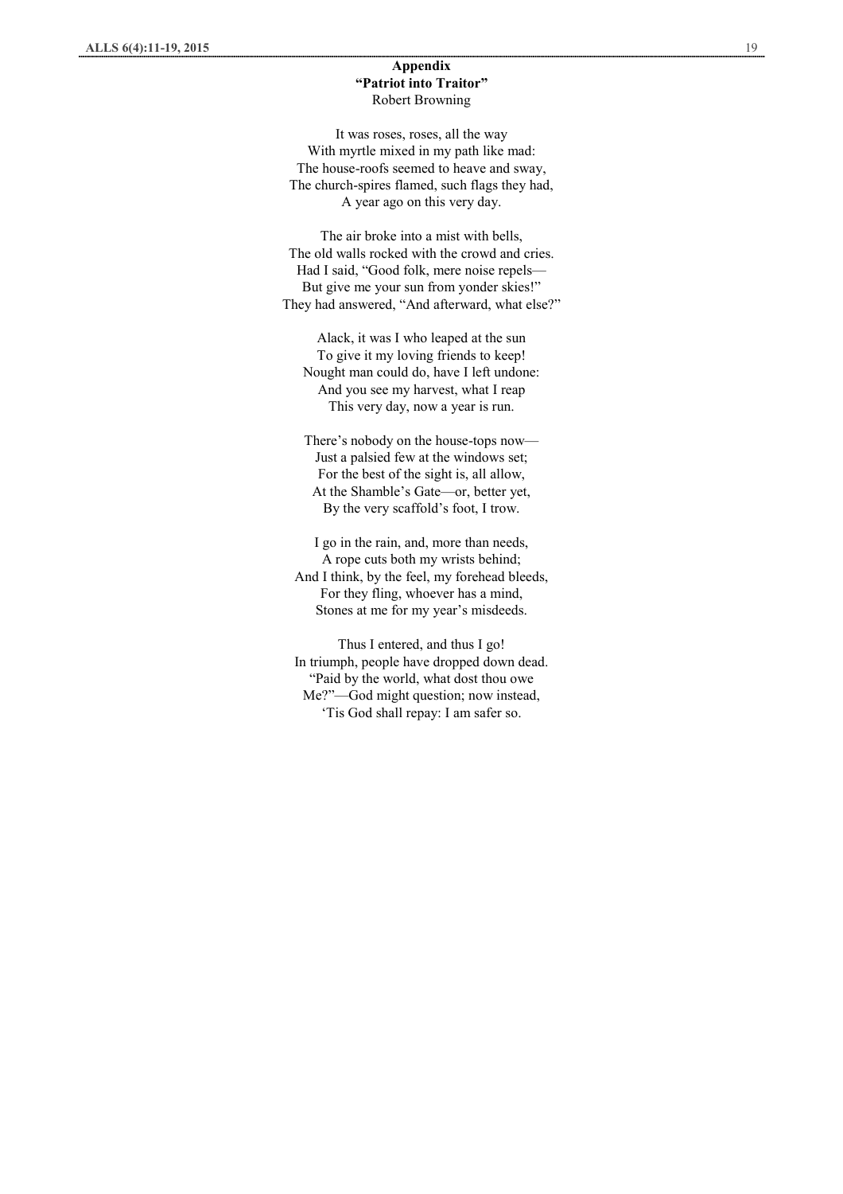## Appendix

### "Patriot into Traitor"

Robert Browning

It was roses, roses, all the way  
With myrtle mixed in my path like mad:  
The house-roofs seemed to heave and sway,  
The church-spires flamed, such flags they had,  
A year ago on this very day.

The air broke into a mist with bells,  
The old walls rocked with the crowd and cries.  
Had I said, "Good folk, mere noise repels—  
But give me your sun from yonder skies!"  
They had answered, "And afterward, what else?"

Alack, it was I who leaped at the sun  
To give it my loving friends to keep!  
Nought man could do, have I left undone:  
And you see my harvest, what I reap  
This very day, now a year is run.

There's nobody on the house-tops now—  
Just a palsied few at the windows set;  
For the best of the sight is, all allow,  
At the Shamble's Gate—or, better yet,  
By the very scaffold's foot, I trow.

I go in the rain, and, more than needs,  
A rope cuts both my wrists behind;  
And I think, by the feel, my forehead bleeds,  
For they fling, whoever has a mind,  
Stones at me for my year's misdeeds.

Thus I entered, and thus I go!  
In triumph, people have dropped down dead.  
"Paid by the world, what dost thou owe  
Me?"—God might question; now instead,  
'Tis God shall repay: I am safer so.